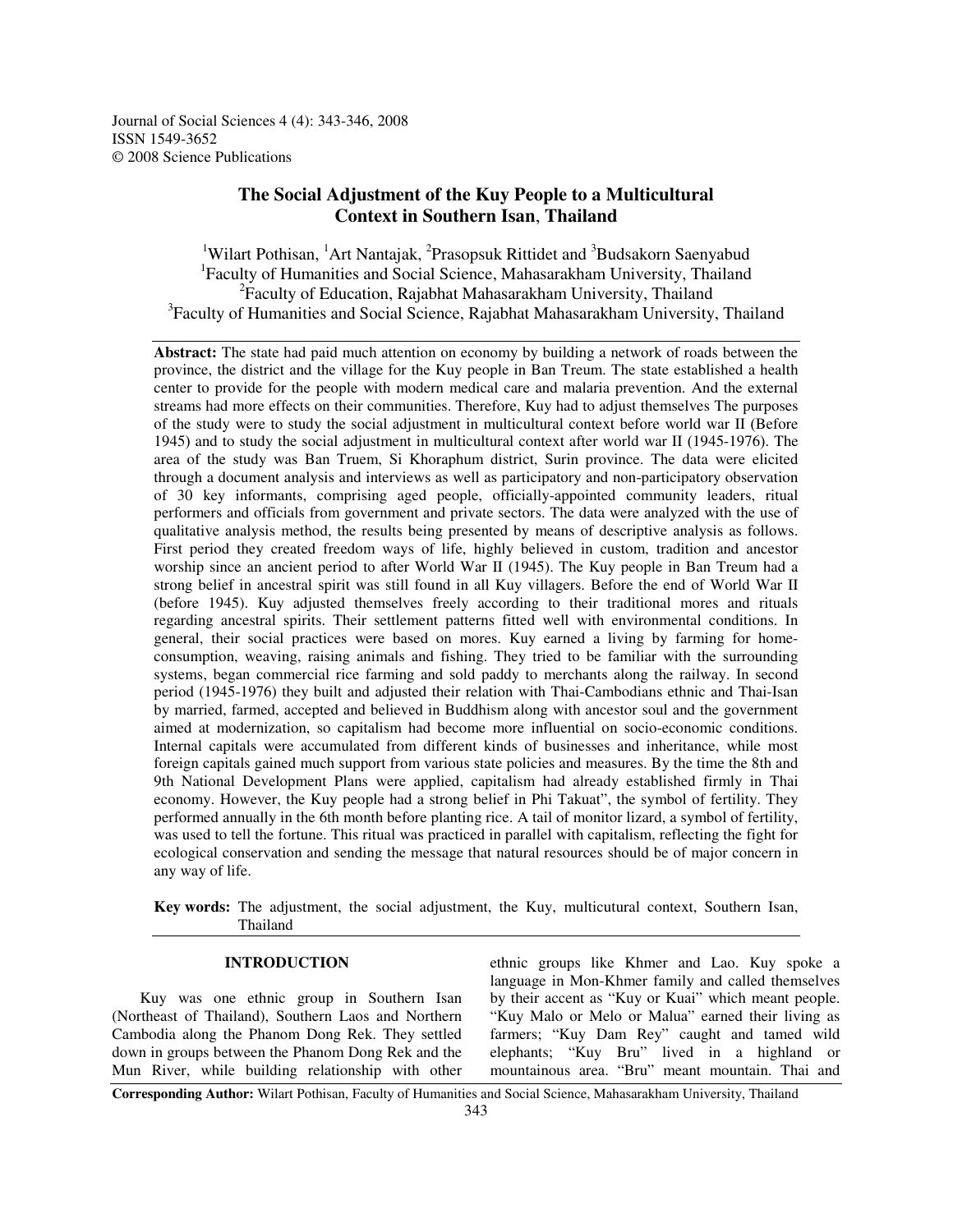# The Social Adjustment of the Kuy People to a Multicultural Context in Southern Isan, Thailand

[1]Wilart Pothisan, [1]Art Nantajak, [2]Prasopsuk Rittidet and [3]Budsakorn Saenyabud

[1]Faculty of Humanities and Social Science, Mahasarakham University, Thailand
[2]Faculty of Education, Rajabhat Mahasarakham University, Thailand
[3]Faculty of Humanities and Social Science, Rajabhat Mahasarakham University, Thailand

**Abstract:** The state had paid much attention on economy by building a network of roads between the province, the district and the village for the Kuy people in Ban Treum. The state established a health center to provide for the people with modern medical care and malaria prevention. And the external streams had more effects on their communities. Therefore, Kuy had to adjust themselves The purposes of the study were to study the social adjustment in multicultural context before world war II (Before 1945) and to study the social adjustment in multicultural context after world war II (1945-1976). The area of the study was Ban Truem, Si Khoraphum district, Surin province. The data were elicited through a document analysis and interviews as well as participatory and non-participatory observation of 30 key informants, comprising aged people, officially-appointed community leaders, ritual performers and officials from government and private sectors. The data were analyzed with the use of qualitative analysis method, the results being presented by means of descriptive analysis as follows. First period they created freedom ways of life, highly believed in custom, tradition and ancestor worship since an ancient period to after World War II (1945). The Kuy people in Ban Treum had a strong belief in ancestral spirit was still found in all Kuy villagers. Before the end of World War II (before 1945). Kuy adjusted themselves freely according to their traditional mores and rituals regarding ancestral spirits. Their settlement patterns fitted well with environmental conditions. In general, their social practices were based on mores. Kuy earned a living by farming for home-consumption, weaving, raising animals and fishing. They tried to be familiar with the surrounding systems, began commercial rice farming and sold paddy to merchants along the railway. In second period (1945-1976) they built and adjusted their relation with Thai-Cambodians ethnic and Thai-Isan by married, farmed, accepted and believed in Buddhism along with ancestor soul and the government aimed at modernization, so capitalism had become more influential on socio-economic conditions. Internal capitals were accumulated from different kinds of businesses and inheritance, while most foreign capitals gained much support from various state policies and measures. By the time the 8th and 9th National Development Plans were applied, capitalism had already established firmly in Thai economy. However, the Kuy people had a strong belief in Phi Takuat", the symbol of fertility. They performed annually in the 6th month before planting rice. A tail of monitor lizard, a symbol of fertility, was used to tell the fortune. This ritual was practiced in parallel with capitalism, reflecting the fight for ecological conservation and sending the message that natural resources should be of major concern in any way of life.

**Key words:** The adjustment, the social adjustment, the Kuy, multicutural context, Southern Isan, Thailand

## INTRODUCTION

Kuy was one ethnic group in Southern Isan (Northeast of Thailand), Southern Laos and Northern Cambodia along the Phanom Dong Rek. They settled down in groups between the Phanom Dong Rek and the Mun River, while building relationship with other ethnic groups like Khmer and Lao. Kuy spoke a language in Mon-Khmer family and called themselves by their accent as "Kuy or Kuai" which meant people. "Kuy Malo or Melo or Malua" earned their living as farmers; "Kuy Dam Rey" caught and tamed wild elephants; "Kuy Bru" lived in a highland or mountainous area. "Bru" meant mountain. Thai and

**Corresponding Author:** Wilart Pothisan, Faculty of Humanities and Social Science, Mahasarakham University, Thailand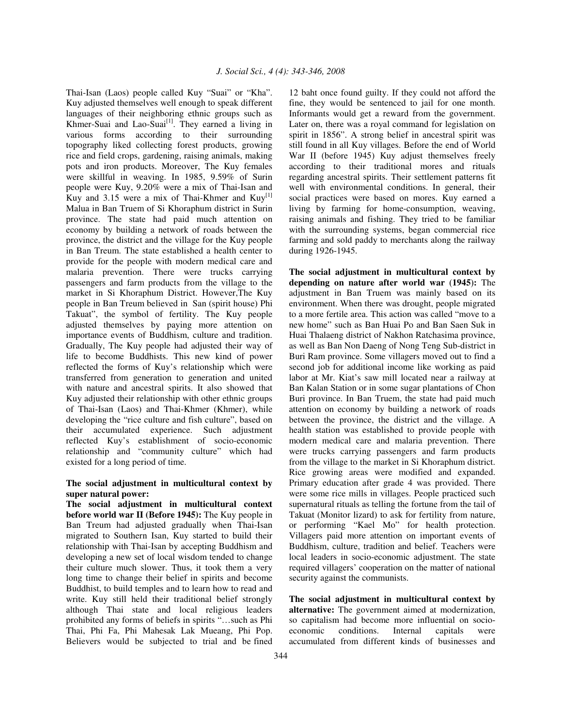Thai-Isan (Laos) people called Kuy "Suai" or "Kha". Kuy adjusted themselves well enough to speak different languages of their neighboring ethnic groups such as Khmer-Suai and Lao-Suai[1]. They earned a living in various forms according to their surrounding topography liked collecting forest products, growing rice and field crops, gardening, raising animals, making pots and iron products. Moreover, The Kuy females were skillful in weaving. In 1985, 9.59% of Surin people were Kuy, 9.20% were a mix of Thai-Isan and Kuy and 3.15 were a mix of Thai-Khmer and Kuy[1] Malua in Ban Truem of Si Khoraphum district in Surin province. The state had paid much attention on economy by building a network of roads between the province, the district and the village for the Kuy people in Ban Treum. The state established a health center to provide for the people with modern medical care and malaria prevention. There were trucks carrying passengers and farm products from the village to the market in Si Khoraphum District. However,The Kuy people in Ban Treum believed in San (spirit house) Phi Takuat", the symbol of fertility. The Kuy people adjusted themselves by paying more attention on importance events of Buddhism, culture and tradition. Gradually, The Kuy people had adjusted their way of life to become Buddhists. This new kind of power reflected the forms of Kuy's relationship which were transferred from generation to generation and united with nature and ancestral spirits. It also showed that Kuy adjusted their relationship with other ethnic groups of Thai-Isan (Laos) and Thai-Khmer (Khmer), while developing the "rice culture and fish culture", based on their accumulated experience. Such adjustment reflected Kuy's establishment of socio-economic relationship and "community culture" which had existed for a long period of time.

**The social adjustment in multicultural context by super natural power:**

**The social adjustment in multicultural context before world war II (Before 1945):** The Kuy people in Ban Treum had adjusted gradually when Thai-Isan migrated to Southern Isan, Kuy started to build their relationship with Thai-Isan by accepting Buddhism and developing a new set of local wisdom tended to change their culture much slower. Thus, it took them a very long time to change their belief in spirits and become Buddhist, to build temples and to learn how to read and write. Kuy still held their traditional belief strongly although Thai state and local religious leaders prohibited any forms of beliefs in spirits "…such as Phi Thai, Phi Fa, Phi Mahesak Lak Mueang, Phi Pop. Believers would be subjected to trial and be fined 12 baht once found guilty. If they could not afford the fine, they would be sentenced to jail for one month. Informants would get a reward from the government. Later on, there was a royal command for legislation on spirit in 1856". A strong belief in ancestral spirit was still found in all Kuy villages. Before the end of World War II (before 1945) Kuy adjust themselves freely according to their traditional mores and rituals regarding ancestral spirits. Their settlement patterns fit well with environmental conditions. In general, their social practices were based on mores. Kuy earned a living by farming for home-consumption, weaving, raising animals and fishing. They tried to be familiar with the surrounding systems, began commercial rice farming and sold paddy to merchants along the railway during 1926-1945.

**The social adjustment in multicultural context by depending on nature after world war (1945):** The adjustment in Ban Truem was mainly based on its environment. When there was drought, people migrated to a more fertile area. This action was called "move to a new home" such as Ban Huai Po and Ban Saen Suk in Huai Thalaeng district of Nakhon Ratchasima province, as well as Ban Non Daeng of Nong Teng Sub-district in Buri Ram province. Some villagers moved out to find a second job for additional income like working as paid labor at Mr. Kiat's saw mill located near a railway at Ban Kalan Station or in some sugar plantations of Chon Buri province. In Ban Truem, the state had paid much attention on economy by building a network of roads between the province, the district and the village. A health station was established to provide people with modern medical care and malaria prevention. There were trucks carrying passengers and farm products from the village to the market in Si Khoraphum district. Rice growing areas were modified and expanded. Primary education after grade 4 was provided. There were some rice mills in villages. People practiced such supernatural rituals as telling the fortune from the tail of Takuat (Monitor lizard) to ask for fertility from nature, or performing "Kael Mo" for health protection. Villagers paid more attention on important events of Buddhism, culture, tradition and belief. Teachers were local leaders in socio-economic adjustment. The state required villagers' cooperation on the matter of national security against the communists.

**The social adjustment in multicultural context by alternative:** The government aimed at modernization, so capitalism had become more influential on socio-economic conditions. Internal capitals were accumulated from different kinds of businesses and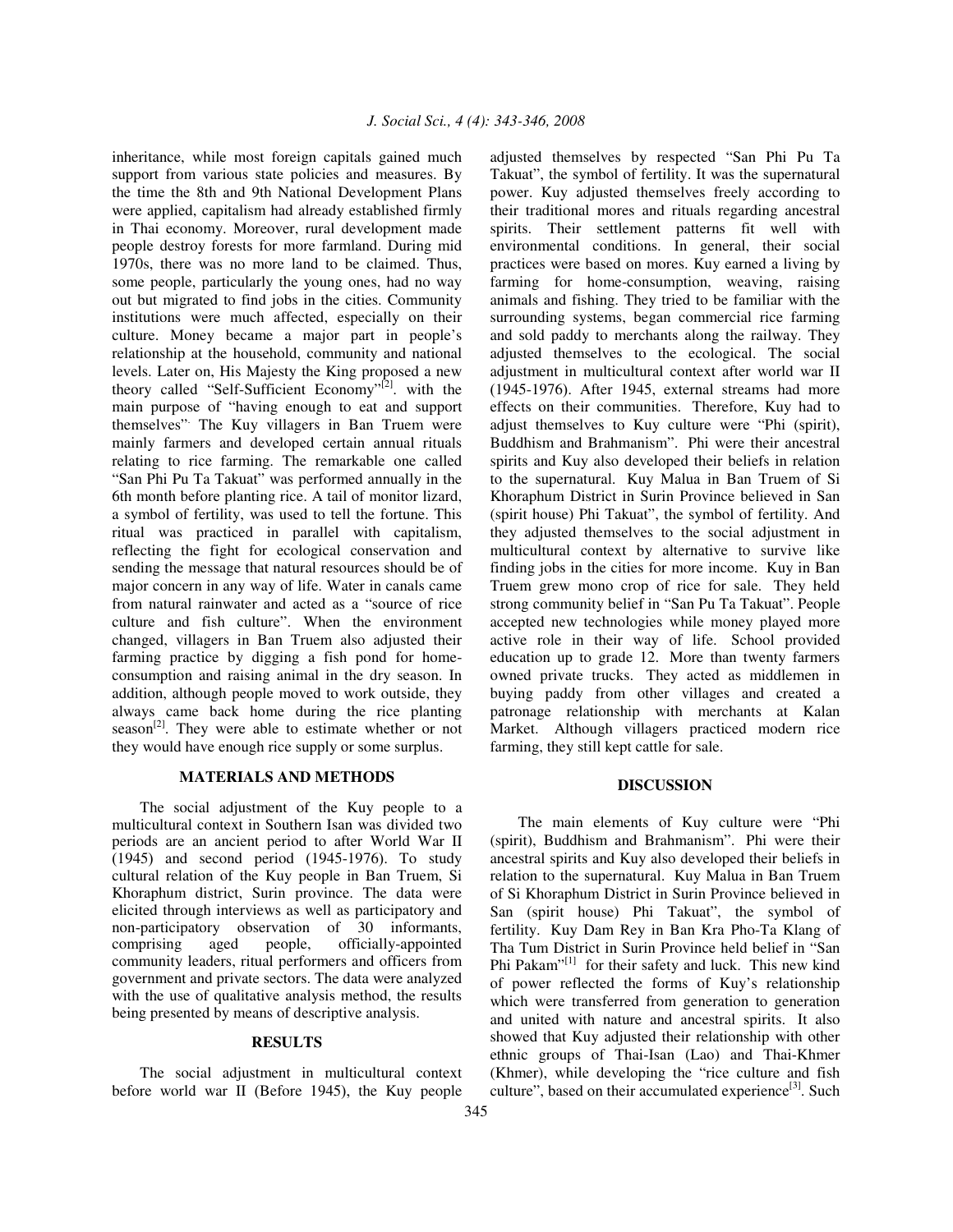inheritance, while most foreign capitals gained much support from various state policies and measures. By the time the 8th and 9th National Development Plans were applied, capitalism had already established firmly in Thai economy. Moreover, rural development made people destroy forests for more farmland. During mid 1970s, there was no more land to be claimed. Thus, some people, particularly the young ones, had no way out but migrated to find jobs in the cities. Community institutions were much affected, especially on their culture. Money became a major part in people's relationship at the household, community and national levels. Later on, His Majesty the King proposed a new theory called "Self-Sufficient Economy"[2]. with the main purpose of "having enough to eat and support themselves". The Kuy villagers in Ban Truem were mainly farmers and developed certain annual rituals relating to rice farming. The remarkable one called "San Phi Pu Ta Takuat" was performed annually in the 6th month before planting rice. A tail of monitor lizard, a symbol of fertility, was used to tell the fortune. This ritual was practiced in parallel with capitalism, reflecting the fight for ecological conservation and sending the message that natural resources should be of major concern in any way of life. Water in canals came from natural rainwater and acted as a "source of rice culture and fish culture". When the environment changed, villagers in Ban Truem also adjusted their farming practice by digging a fish pond for home-consumption and raising animal in the dry season. In addition, although people moved to work outside, they always came back home during the rice planting season[2]. They were able to estimate whether or not they would have enough rice supply or some surplus.

## MATERIALS AND METHODS

The social adjustment of the Kuy people to a multicultural context in Southern Isan was divided two periods are an ancient period to after World War II (1945) and second period (1945-1976). To study cultural relation of the Kuy people in Ban Truem, Si Khoraphum district, Surin province. The data were elicited through interviews as well as participatory and non-participatory observation of 30 informants, comprising aged people, officially-appointed community leaders, ritual performers and officers from government and private sectors. The data were analyzed with the use of qualitative analysis method, the results being presented by means of descriptive analysis.

## RESULTS

The social adjustment in multicultural context before world war II (Before 1945), the Kuy people adjusted themselves by respected "San Phi Pu Ta Takuat", the symbol of fertility. It was the supernatural power. Kuy adjusted themselves freely according to their traditional mores and rituals regarding ancestral spirits. Their settlement patterns fit well with environmental conditions. In general, their social practices were based on mores. Kuy earned a living by farming for home-consumption, weaving, raising animals and fishing. They tried to be familiar with the surrounding systems, began commercial rice farming and sold paddy to merchants along the railway. They adjusted themselves to the ecological. The social adjustment in multicultural context after world war II (1945-1976). After 1945, external streams had more effects on their communities. Therefore, Kuy had to adjust themselves to Kuy culture were "Phi (spirit), Buddhism and Brahmanism". Phi were their ancestral spirits and Kuy also developed their beliefs in relation to the supernatural. Kuy Malua in Ban Truem of Si Khoraphum District in Surin Province believed in San (spirit house) Phi Takuat", the symbol of fertility. And they adjusted themselves to the social adjustment in multicultural context by alternative to survive like finding jobs in the cities for more income. Kuy in Ban Truem grew mono crop of rice for sale. They held strong community belief in "San Pu Ta Takuat". People accepted new technologies while money played more active role in their way of life. School provided education up to grade 12. More than twenty farmers owned private trucks. They acted as middlemen in buying paddy from other villages and created a patronage relationship with merchants at Kalan Market. Although villagers practiced modern rice farming, they still kept cattle for sale.

## DISCUSSION

The main elements of Kuy culture were "Phi (spirit), Buddhism and Brahmanism". Phi were their ancestral spirits and Kuy also developed their beliefs in relation to the supernatural. Kuy Malua in Ban Truem of Si Khoraphum District in Surin Province believed in San (spirit house) Phi Takuat", the symbol of fertility. Kuy Dam Rey in Ban Kra Pho-Ta Klang of Tha Tum District in Surin Province held belief in "San Phi Pakam"[1] for their safety and luck. This new kind of power reflected the forms of Kuy's relationship which were transferred from generation to generation and united with nature and ancestral spirits. It also showed that Kuy adjusted their relationship with other ethnic groups of Thai-Isan (Lao) and Thai-Khmer (Khmer), while developing the "rice culture and fish culture", based on their accumulated experience[3]. Such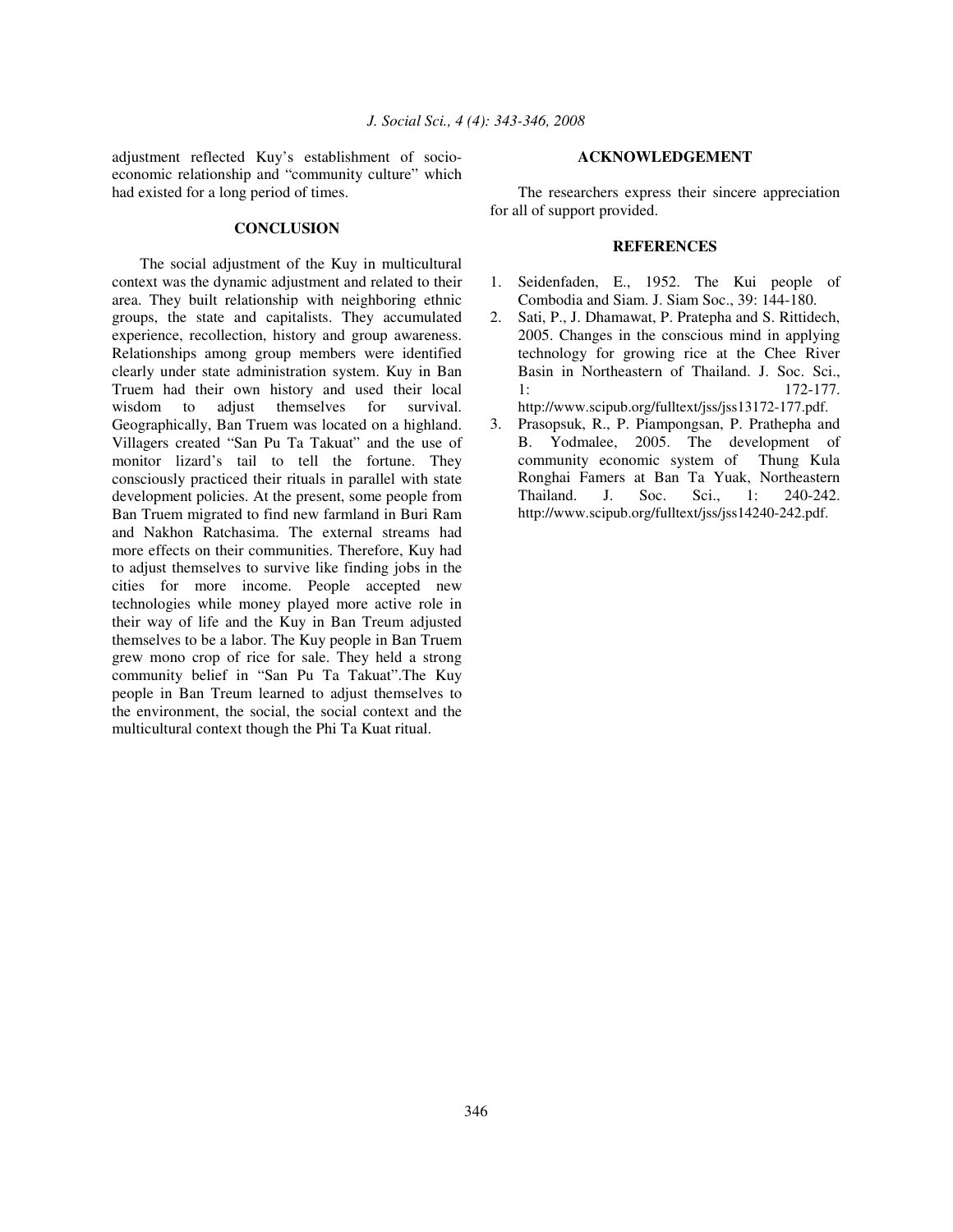adjustment reflected Kuy's establishment of socio-economic relationship and "community culture" which had existed for a long period of times.

## CONCLUSION

The social adjustment of the Kuy in multicultural context was the dynamic adjustment and related to their area. They built relationship with neighboring ethnic groups, the state and capitalists. They accumulated experience, recollection, history and group awareness. Relationships among group members were identified clearly under state administration system. Kuy in Ban Truem had their own history and used their local wisdom to adjust themselves for survival. Geographically, Ban Truem was located on a highland. Villagers created "San Pu Ta Takuat" and the use of monitor lizard's tail to tell the fortune. They consciously practiced their rituals in parallel with state development policies. At the present, some people from Ban Truem migrated to find new farmland in Buri Ram and Nakhon Ratchasima. The external streams had more effects on their communities. Therefore, Kuy had to adjust themselves to survive like finding jobs in the cities for more income. People accepted new technologies while money played more active role in their way of life and the Kuy in Ban Treum adjusted themselves to be a labor. The Kuy people in Ban Truem grew mono crop of rice for sale. They held a strong community belief in "San Pu Ta Takuat".The Kuy people in Ban Treum learned to adjust themselves to the environment, the social, the social context and the multicultural context though the Phi Ta Kuat ritual.

## ACKNOWLEDGEMENT

The researchers express their sincere appreciation for all of support provided.

## REFERENCES

1. Seidenfaden, E., 1952. The Kui people of Combodia and Siam. J. Siam Soc., 39: 144-180.
2. Sati, P., J. Dhamawat, P. Pratepha and S. Rittidech, 2005. Changes in the conscious mind in applying technology for growing rice at the Chee River Basin in Northeastern of Thailand. J. Soc. Sci., 1: 172-177. http://www.scipub.org/fulltext/jss/jss13172-177.pdf.
3. Prasopsuk, R., P. Piampongsan, P. Prathepha and B. Yodmalee, 2005. The development of community economic system of Thung Kula Ronghai Famers at Ban Ta Yuak, Northeastern Thailand. J. Soc. Sci., 1: 240-242. http://www.scipub.org/fulltext/jss/jss14240-242.pdf.